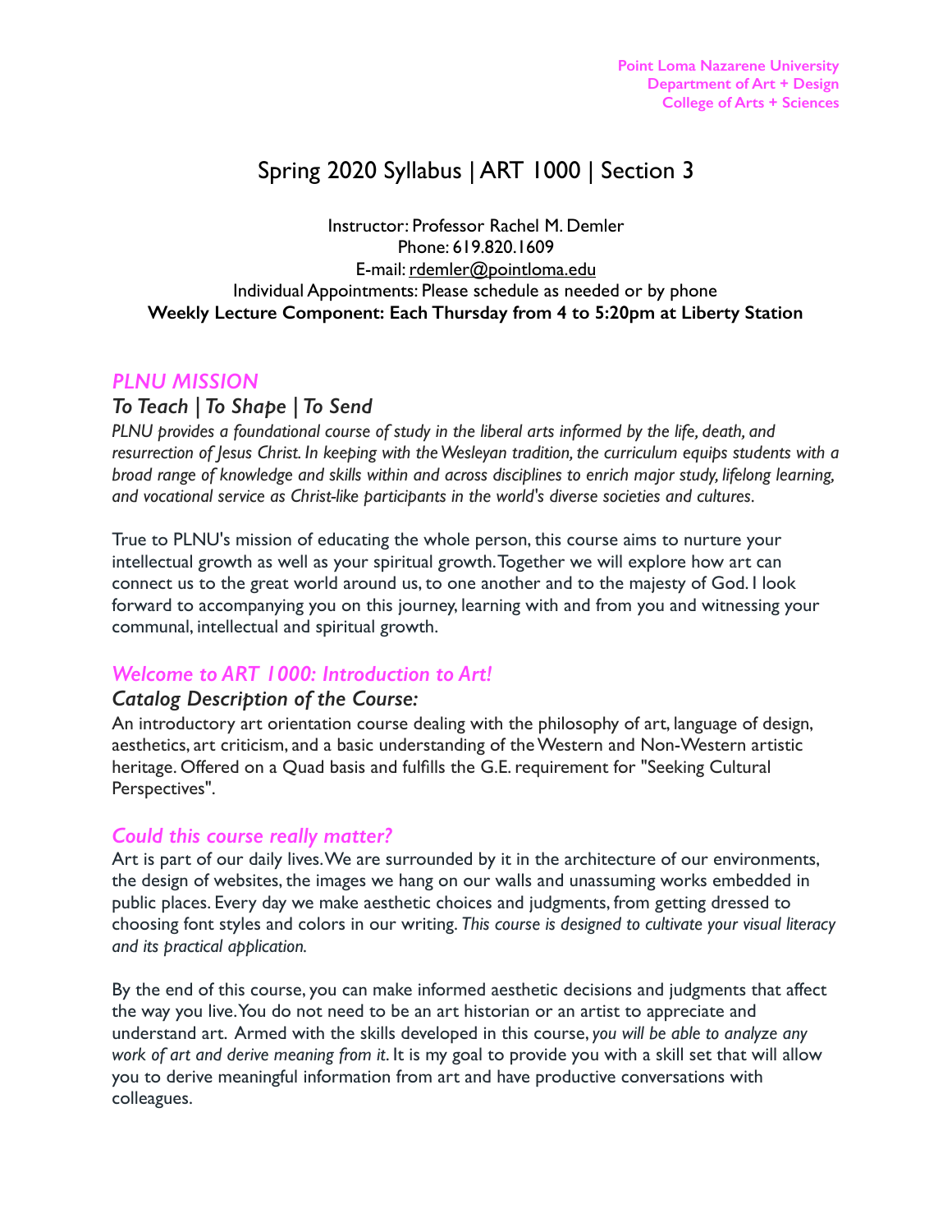Point Loma Nazarene University
Department of Art + Design
College of Arts + Sciences

# Spring 2020 Syllabus | ART 1000 | Section 3

Instructor: Professor Rachel M. Demler
Phone: 619.820.1609
E-mail: rdemler@pointloma.edu
Individual Appointments: Please schedule as needed or by phone
**Weekly Lecture Component: Each Thursday from 4 to 5:20pm at Liberty Station**

## *PLNU MISSION*

### *To Teach | To Shape | To Send*

*PLNU provides a foundational course of study in the liberal arts informed by the life, death, and resurrection of Jesus Christ. In keeping with the Wesleyan tradition, the curriculum equips students with a broad range of knowledge and skills within and across disciplines to enrich major study, lifelong learning, and vocational service as Christ-like participants in the world's diverse societies and cultures.*

True to PLNU's mission of educating the whole person, this course aims to nurture your intellectual growth as well as your spiritual growth. Together we will explore how art can connect us to the great world around us, to one another and to the majesty of God. I look forward to accompanying you on this journey, learning with and from you and witnessing your communal, intellectual and spiritual growth.

## *Welcome to ART 1000: Introduction to Art!*

### *Catalog Description of the Course:*

An introductory art orientation course dealing with the philosophy of art, language of design, aesthetics, art criticism, and a basic understanding of the Western and Non-Western artistic heritage. Offered on a Quad basis and fulfills the G.E. requirement for "Seeking Cultural Perspectives".

## *Could this course really matter?*

Art is part of our daily lives. We are surrounded by it in the architecture of our environments, the design of websites, the images we hang on our walls and unassuming works embedded in public places. Every day we make aesthetic choices and judgments, from getting dressed to choosing font styles and colors in our writing. *This course is designed to cultivate your visual literacy and its practical application.*

By the end of this course, you can make informed aesthetic decisions and judgments that affect the way you live. You do not need to be an art historian or an artist to appreciate and understand art. Armed with the skills developed in this course, *you will be able to analyze any work of art and derive meaning from it.* It is my goal to provide you with a skill set that will allow you to derive meaningful information from art and have productive conversations with colleagues.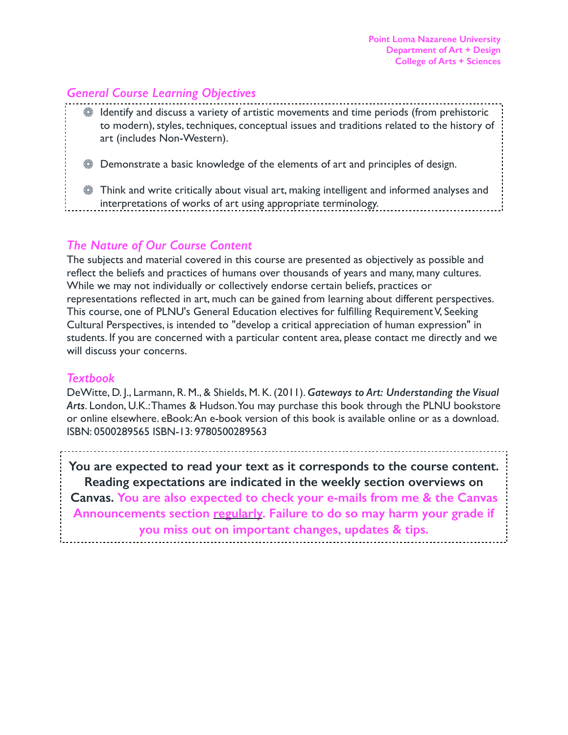## *General Course Learning Objectives*

- Identify and discuss a variety of artistic movements and time periods (from prehistoric to modern), styles, techniques, conceptual issues and traditions related to the history of art (includes Non-Western).
- Demonstrate a basic knowledge of the elements of art and principles of design.
- Think and write critically about visual art, making intelligent and informed analyses and interpretations of works of art using appropriate terminology.

## *The Nature of Our Course Content*

The subjects and material covered in this course are presented as objectively as possible and reflect the beliefs and practices of humans over thousands of years and many, many cultures. While we may not individually or collectively endorse certain beliefs, practices or representations reflected in art, much can be gained from learning about different perspectives. This course, one of PLNU's General Education electives for fulfilling Requirement V, Seeking Cultural Perspectives, is intended to "develop a critical appreciation of human expression" in students. If you are concerned with a particular content area, please contact me directly and we will discuss your concerns.

## *Textbook*

DeWitte, D. J., Larmann, R. M., & Shields, M. K. (2011). ***Gateways to Art: Understanding the Visual Arts***. London, U.K.: Thames & Hudson. You may purchase this book through the PLNU bookstore or online elsewhere. eBook: An e-book version of this book is available online or as a download. ISBN: 0500289565 ISBN-13: 9780500289563

**You are expected to read your text as it corresponds to the course content. Reading expectations are indicated in the weekly section overviews on Canvas. You are also expected to check your e-mails from me & the Canvas Announcements section regularly. Failure to do so may harm your grade if you miss out on important changes, updates & tips.**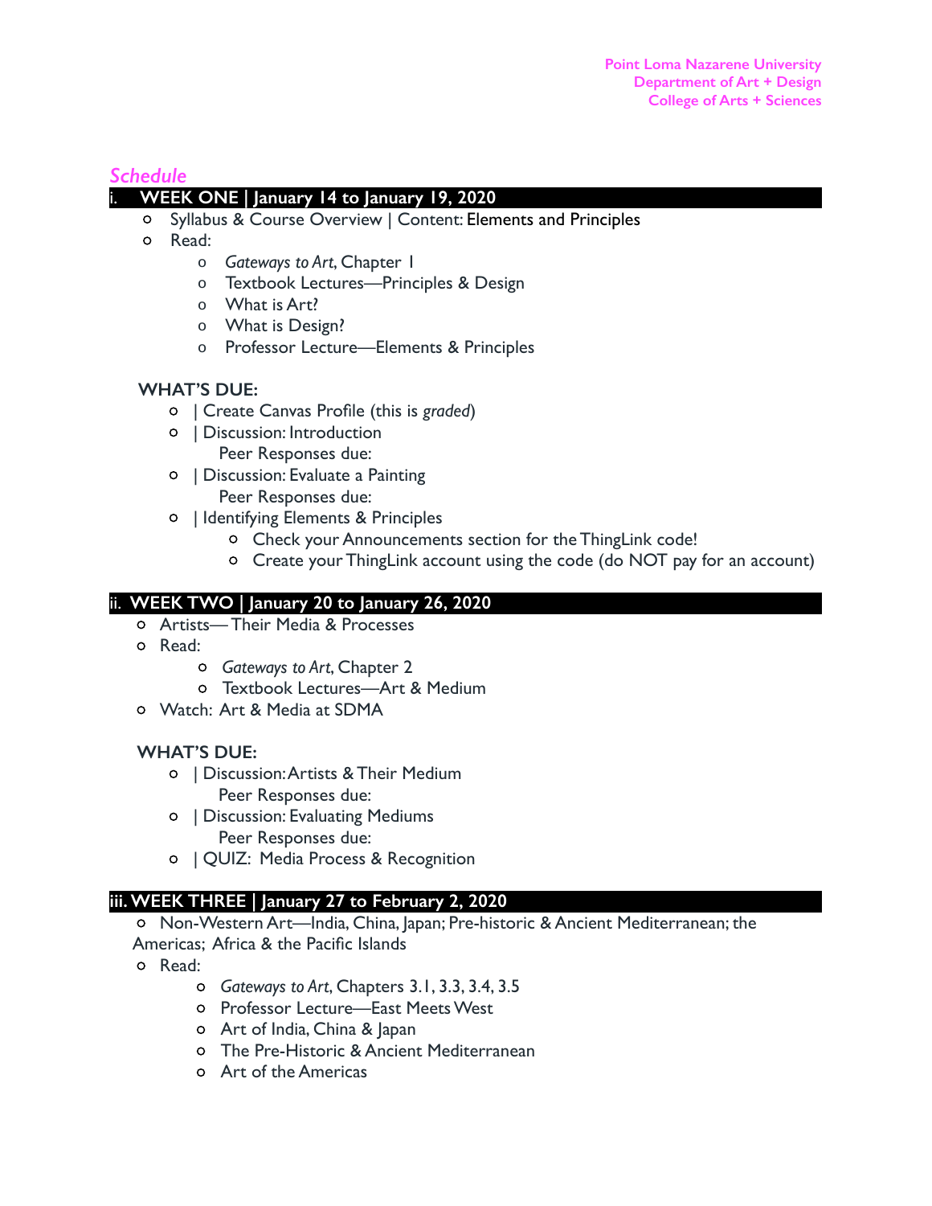## *Schedule*

### i. WEEK ONE | January 14 to January 19, 2020

- Syllabus & Course Overview | Content: Elements and Principles
- Read:
  - *Gateways to Art*, Chapter 1
  - Textbook Lectures—Principles & Design
  - What is Art?
  - What is Design?
  - Professor Lecture—Elements & Principles

**WHAT'S DUE:**

- | Create Canvas Profile (this is *graded*)
- | Discussion: Introduction
  Peer Responses due:
- | Discussion: Evaluate a Painting
  Peer Responses due:
- | Identifying Elements & Principles
  - Check your Announcements section for the ThingLink code!
  - Create your ThingLink account using the code (do NOT pay for an account)

### ii. WEEK TWO | January 20 to January 26, 2020

- Artists— Their Media & Processes
- Read:
  - *Gateways to Art*, Chapter 2
  - Textbook Lectures—Art & Medium
- Watch: Art & Media at SDMA

**WHAT'S DUE:**

- | Discussion: Artists & Their Medium
  Peer Responses due:
- | Discussion: Evaluating Mediums
  Peer Responses due:
- | QUIZ: Media Process & Recognition

### iii. WEEK THREE | January 27 to February 2, 2020

- Non-Western Art—India, China, Japan; Pre-historic & Ancient Mediterranean; the Americas; Africa & the Pacific Islands
- Read:
  - *Gateways to Art*, Chapters 3.1, 3.3, 3.4, 3.5
  - Professor Lecture—East Meets West
  - Art of India, China & Japan
  - The Pre-Historic & Ancient Mediterranean
  - Art of the Americas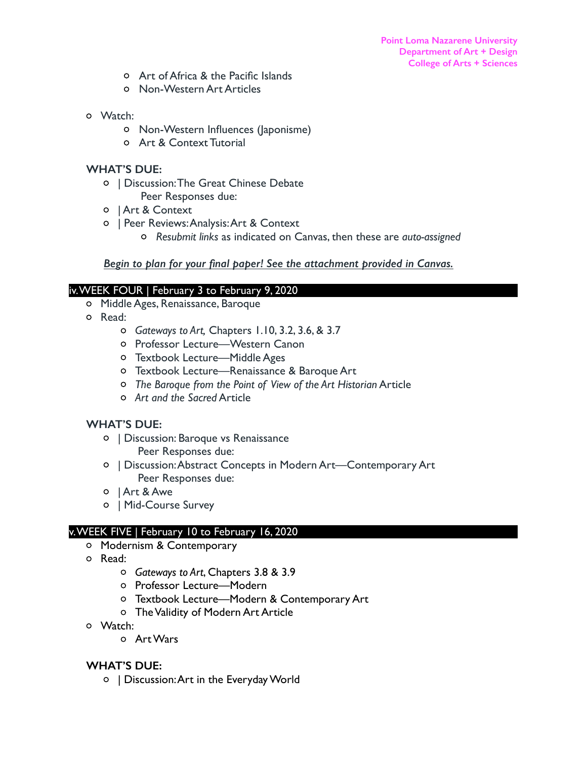- Art of Africa & the Pacific Islands
- Non-Western Art Articles

- Watch:
  - Non-Western Influences (Japonisme)
  - Art & Context Tutorial

**WHAT'S DUE:**

- | Discussion: The Great Chinese Debate
  Peer Responses due:
- | Art & Context
- | Peer Reviews: Analysis: Art & Context
  - *Resubmit links* as indicated on Canvas, then these are *auto-assigned*

***Begin to plan for your final paper! See the attachment provided in Canvas.***

## iv. WEEK FOUR | February 3 to February 9, 2020

- Middle Ages, Renaissance, Baroque
- Read:
  - *Gateways to Art,* Chapters 1.10, 3.2, 3.6, & 3.7
  - Professor Lecture—Western Canon
  - Textbook Lecture—Middle Ages
  - Textbook Lecture—Renaissance & Baroque Art
  - *The Baroque from the Point of View of the Art Historian* Article
  - *Art and the Sacred* Article

**WHAT'S DUE:**

- | Discussion: Baroque vs Renaissance
  Peer Responses due:
- | Discussion: Abstract Concepts in Modern Art—Contemporary Art
  Peer Responses due:
- | Art & Awe
- | Mid-Course Survey

## v. WEEK FIVE | February 10 to February 16, 2020

- Modernism & Contemporary
- Read:
  - *Gateways to Art*, Chapters 3.8 & 3.9
  - Professor Lecture—Modern
  - Textbook Lecture—Modern & Contemporary Art
  - The Validity of Modern Art Article
- Watch:
  - Art Wars

**WHAT'S DUE:**

- | Discussion: Art in the Everyday World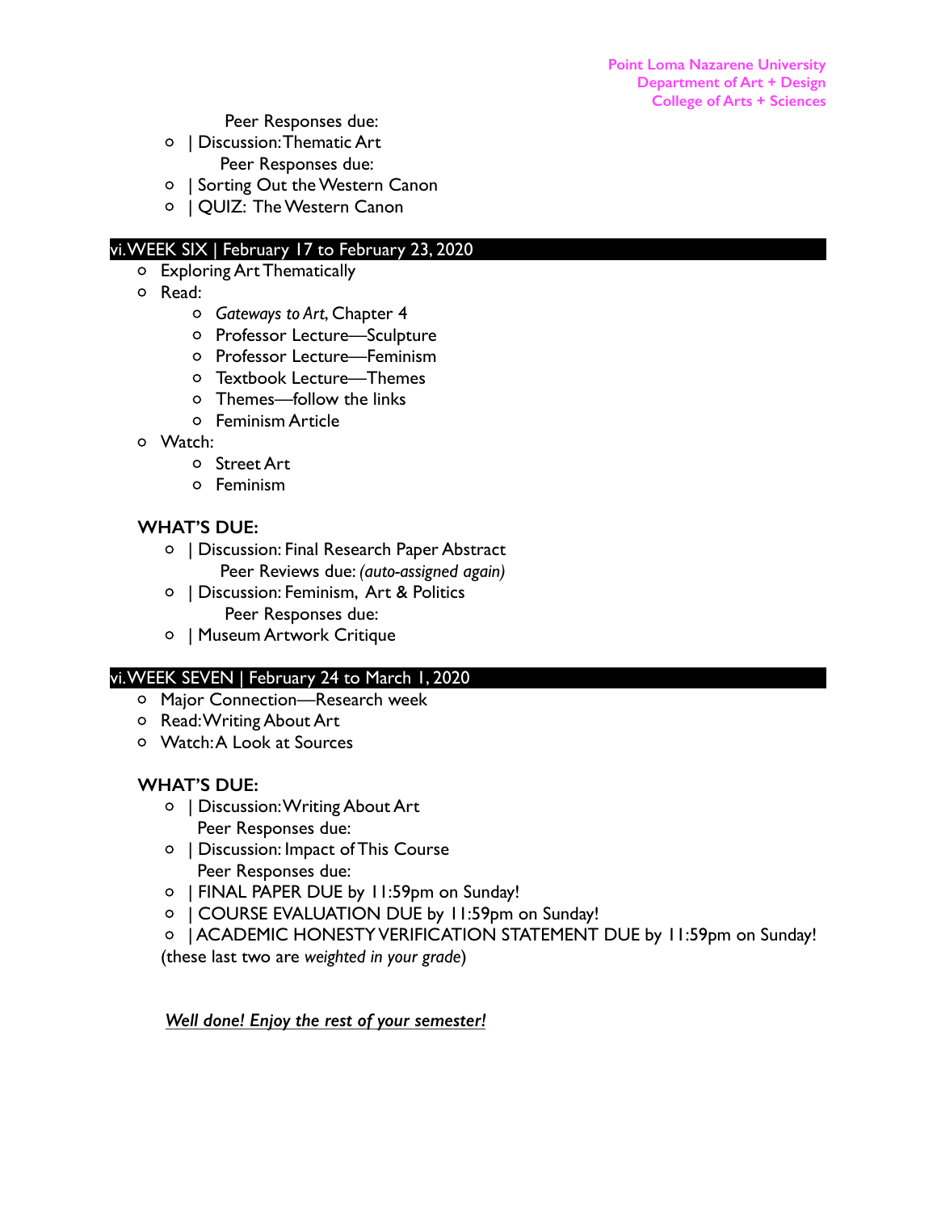Peer Responses due:

- | Discussion: Thematic Art

  Peer Responses due:
- | Sorting Out the Western Canon
- | QUIZ: The Western Canon

## vi. WEEK SIX | February 17 to February 23, 2020

- Exploring Art Thematically
- Read:
  - *Gateways to Art*, Chapter 4
  - Professor Lecture—Sculpture
  - Professor Lecture—Feminism
  - Textbook Lecture—Themes
  - Themes—follow the links
  - Feminism Article
- Watch:
  - Street Art
  - Feminism

**WHAT'S DUE:**

- | Discussion: Final Research Paper Abstract

  Peer Reviews due: *(auto-assigned again)*
- | Discussion: Feminism, Art & Politics

  Peer Responses due:
- | Museum Artwork Critique

## vi. WEEK SEVEN | February 24 to March 1, 2020

- Major Connection—Research week
- Read: Writing About Art
- Watch: A Look at Sources

**WHAT'S DUE:**

- | Discussion: Writing About Art

  Peer Responses due:
- | Discussion: Impact of This Course

  Peer Responses due:
- | FINAL PAPER DUE by 11:59pm on Sunday!
- | COURSE EVALUATION DUE by 11:59pm on Sunday!
- | ACADEMIC HONESTY VERIFICATION STATEMENT DUE by 11:59pm on Sunday!

(these last two are *weighted in your grade*)

***Well done! Enjoy the rest of your semester!***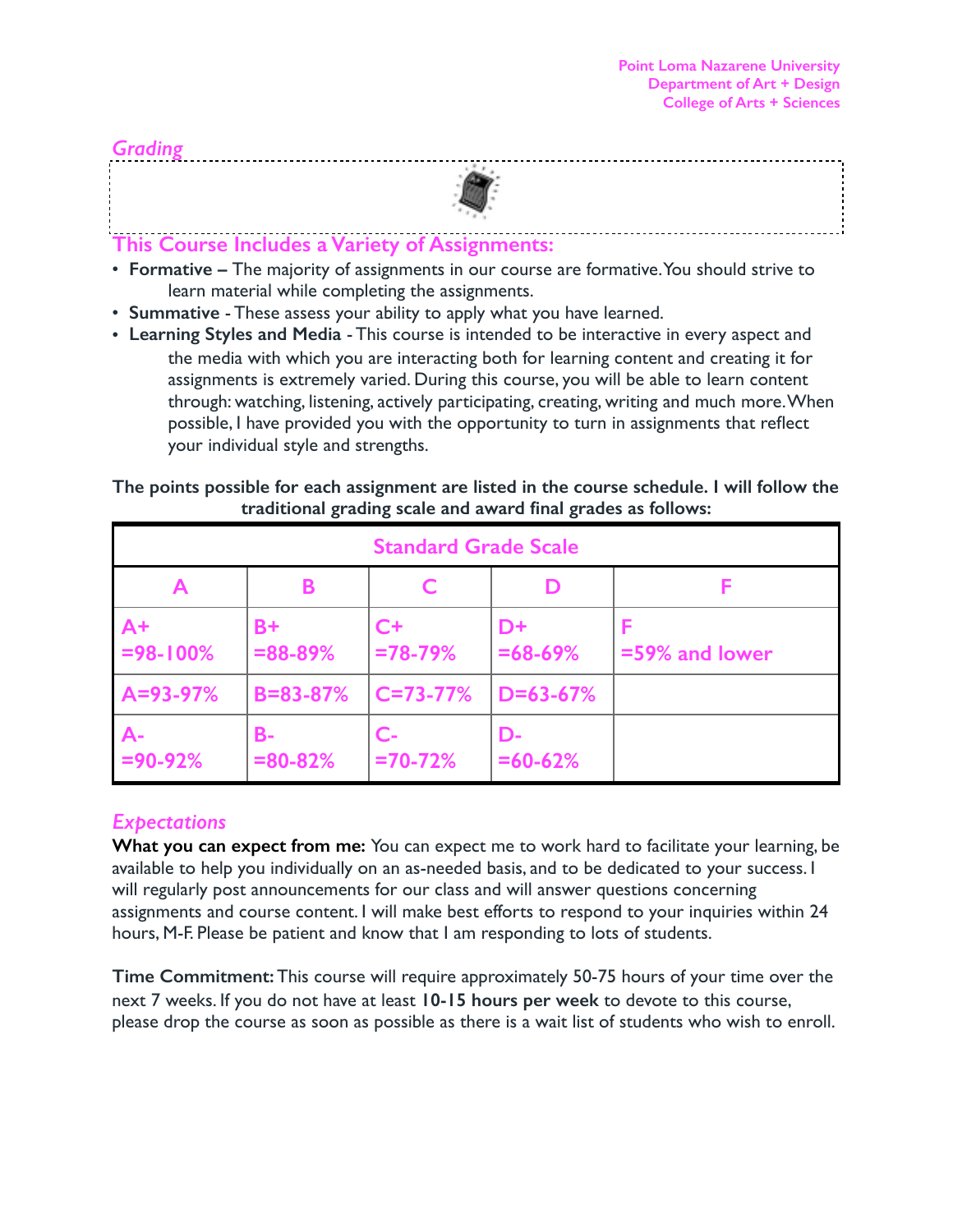## *Grading*

### This Course Includes a Variety of Assignments:

- **Formative –** The majority of assignments in our course are formative. You should strive to learn material while completing the assignments.
- **Summative** - These assess your ability to apply what you have learned.
- **Learning Styles and Media** - This course is intended to be interactive in every aspect and the media with which you are interacting both for learning content and creating it for assignments is extremely varied. During this course, you will be able to learn content through: watching, listening, actively participating, creating, writing and much more. When possible, I have provided you with the opportunity to turn in assignments that reflect your individual style and strengths.

**The points possible for each assignment are listed in the course schedule. I will follow the traditional grading scale and award final grades as follows:**

| Standard Grade Scale | | | | |
|---|---|---|---|---|
| A | B | C | D | F |
| A+ =98-100% | B+ =88-89% | C+ =78-79% | D+ =68-69% | F =59% and lower |
| A=93-97% | B=83-87% | C=73-77% | D=63-67% | |
| A- =90-92% | B- =80-82% | C- =70-72% | D- =60-62% | |

## *Expectations*

**What you can expect from me:** You can expect me to work hard to facilitate your learning, be available to help you individually on an as-needed basis, and to be dedicated to your success. I will regularly post announcements for our class and will answer questions concerning assignments and course content. I will make best efforts to respond to your inquiries within 24 hours, M-F. Please be patient and know that I am responding to lots of students.

**Time Commitment:** This course will require approximately 50-75 hours of your time over the next 7 weeks. If you do not have at least **10-15 hours per week** to devote to this course, please drop the course as soon as possible as there is a wait list of students who wish to enroll.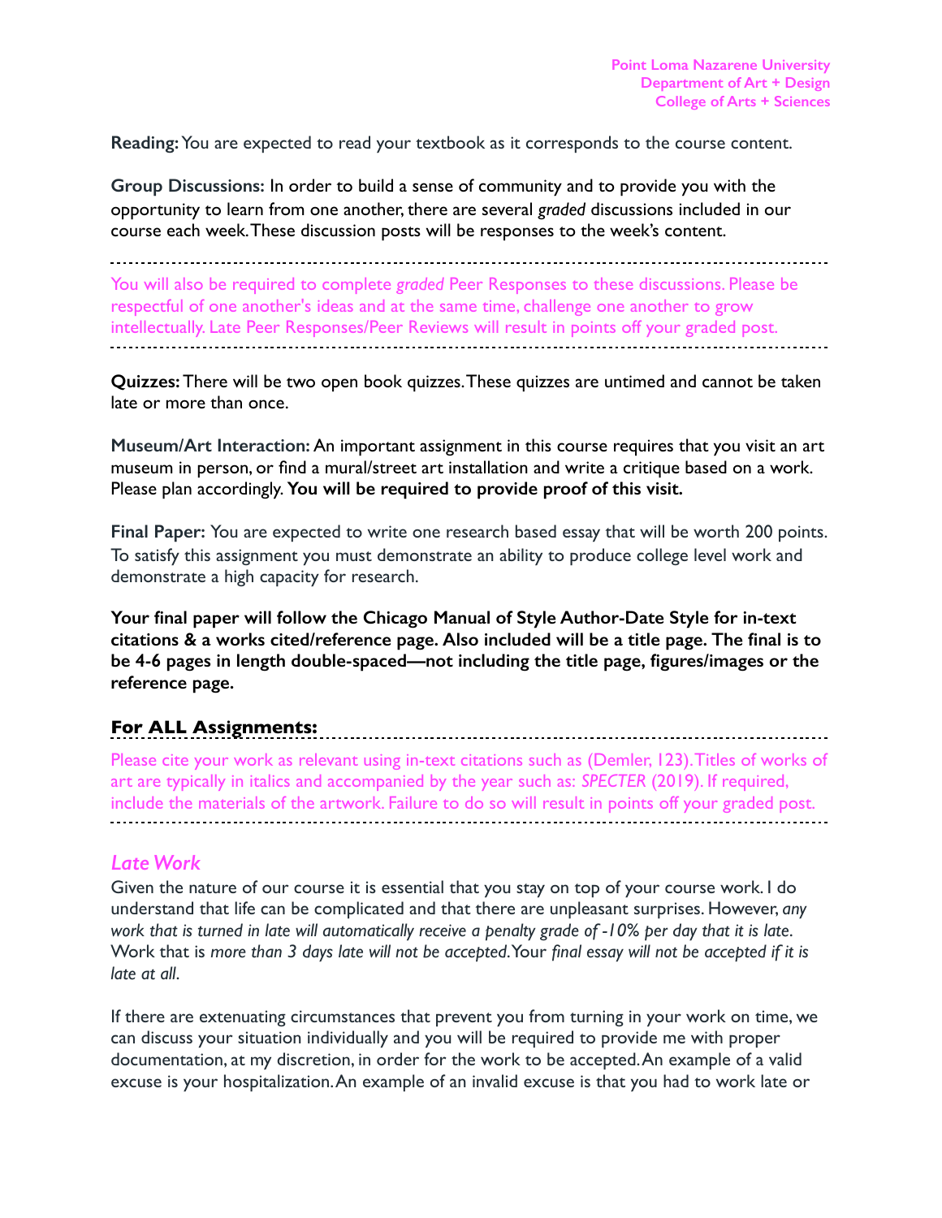**Reading:** You are expected to read your textbook as it corresponds to the course content.

**Group Discussions:** In order to build a sense of community and to provide you with the opportunity to learn from one another, there are several *graded* discussions included in our course each week. These discussion posts will be responses to the week's content.

---

You will also be required to complete *graded* Peer Responses to these discussions. Please be respectful of one another's ideas and at the same time, challenge one another to grow intellectually. Late Peer Responses/Peer Reviews will result in points off your graded post.

---

**Quizzes:** There will be two open book quizzes. These quizzes are untimed and cannot be taken late or more than once.

**Museum/Art Interaction:** An important assignment in this course requires that you visit an art museum in person, or find a mural/street art installation and write a critique based on a work. Please plan accordingly. **You will be required to provide proof of this visit.**

**Final Paper:** You are expected to write one research based essay that will be worth 200 points. To satisfy this assignment you must demonstrate an ability to produce college level work and demonstrate a high capacity for research.

**Your final paper will follow the Chicago Manual of Style Author-Date Style for in-text citations & a works cited/reference page. Also included will be a title page. The final is to be 4-6 pages in length double-spaced—not including the title page, figures/images or the reference page.**

**For ALL Assignments:**

---

Please cite your work as relevant using in-text citations such as (Demler, 123). Titles of works of art are typically in italics and accompanied by the year such as: *SPECTER* (2019). If required, include the materials of the artwork. Failure to do so will result in points off your graded post.

---

## *Late Work*

Given the nature of our course it is essential that you stay on top of your course work. I do understand that life can be complicated and that there are unpleasant surprises. However, *any work that is turned in late will automatically receive a penalty grade of -10% per day that it is late.* Work that is *more than 3 days late will not be accepted.* Your *final essay will not be accepted if it is late at all*.

If there are extenuating circumstances that prevent you from turning in your work on time, we can discuss your situation individually and you will be required to provide me with proper documentation, at my discretion, in order for the work to be accepted. An example of a valid excuse is your hospitalization. An example of an invalid excuse is that you had to work late or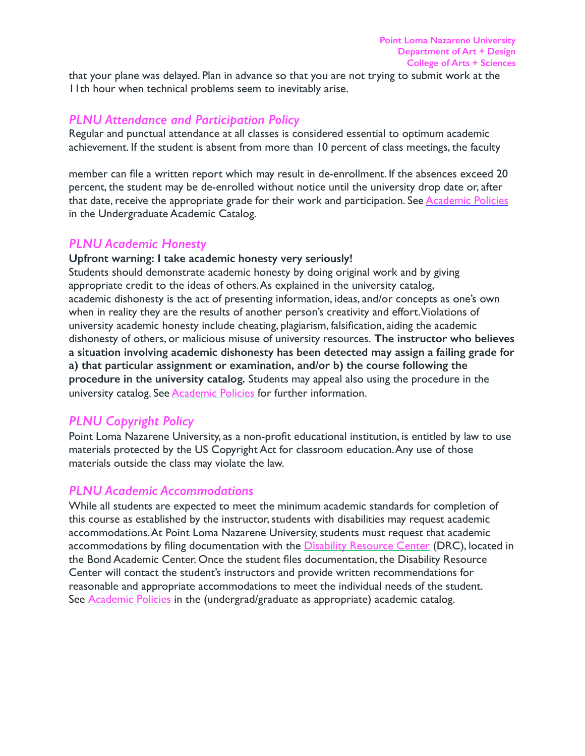that your plane was delayed. Plan in advance so that you are not trying to submit work at the 11th hour when technical problems seem to inevitably arise.

### *PLNU Attendance and Participation Policy*

Regular and punctual attendance at all classes is considered essential to optimum academic achievement. If the student is absent from more than 10 percent of class meetings, the faculty member can file a written report which may result in de-enrollment. If the absences exceed 20 percent, the student may be de-enrolled without notice until the university drop date or, after that date, receive the appropriate grade for their work and participation. See Academic Policies in the Undergraduate Academic Catalog.

### *PLNU Academic Honesty*

**Upfront warning: I take academic honesty very seriously!**
Students should demonstrate academic honesty by doing original work and by giving appropriate credit to the ideas of others. As explained in the university catalog, academic dishonesty is the act of presenting information, ideas, and/or concepts as one's own when in reality they are the results of another person's creativity and effort. Violations of university academic honesty include cheating, plagiarism, falsification, aiding the academic dishonesty of others, or malicious misuse of university resources. **The instructor who believes a situation involving academic dishonesty has been detected may assign a failing grade for a) that particular assignment or examination, and/or b) the course following the procedure in the university catalog.** Students may appeal also using the procedure in the university catalog. See Academic Policies for further information.

### *PLNU Copyright Policy*

Point Loma Nazarene University, as a non-profit educational institution, is entitled by law to use materials protected by the US Copyright Act for classroom education. Any use of those materials outside the class may violate the law.

### *PLNU Academic Accommodations*

While all students are expected to meet the minimum academic standards for completion of this course as established by the instructor, students with disabilities may request academic accommodations. At Point Loma Nazarene University, students must request that academic accommodations by filing documentation with the Disability Resource Center (DRC), located in the Bond Academic Center. Once the student files documentation, the Disability Resource Center will contact the student's instructors and provide written recommendations for reasonable and appropriate accommodations to meet the individual needs of the student. See Academic Policies in the (undergrad/graduate as appropriate) academic catalog.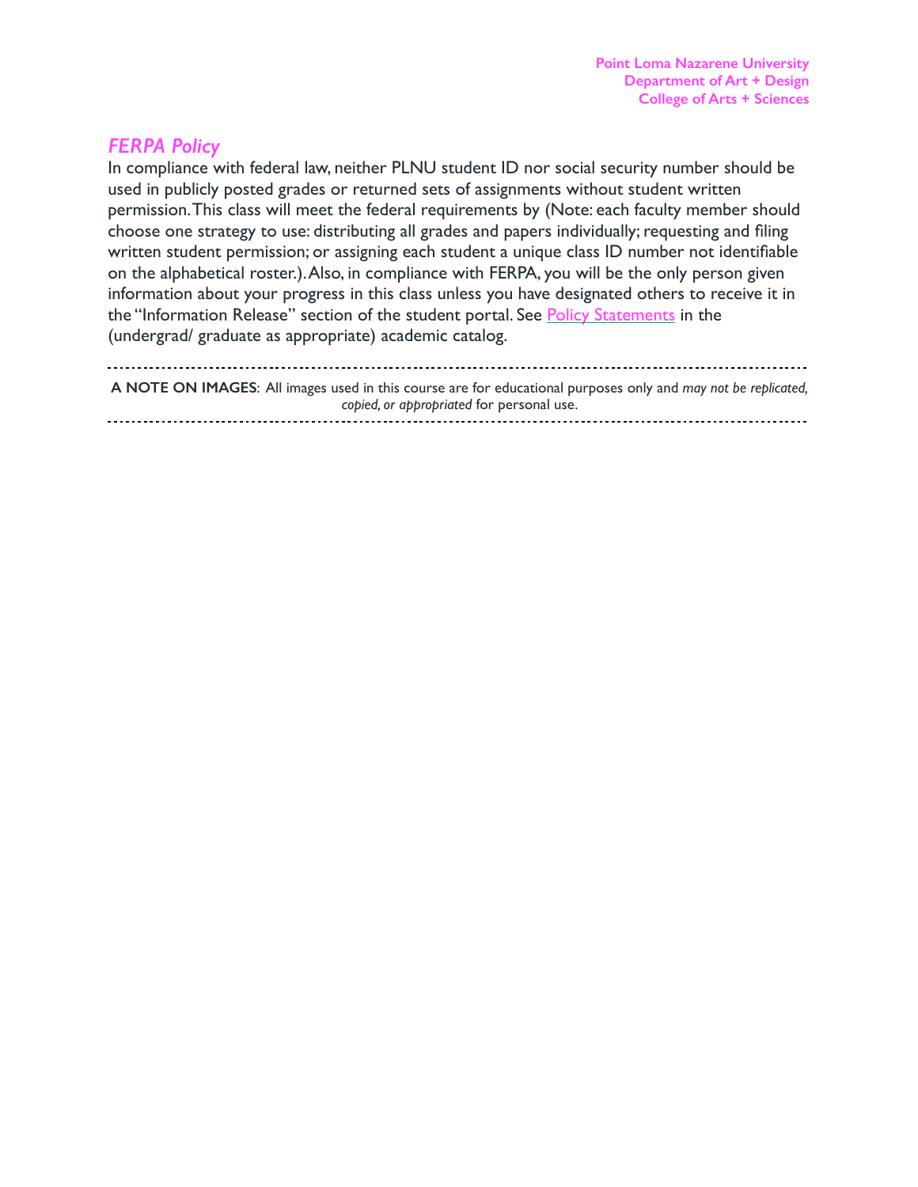## *FERPA Policy*

In compliance with federal law, neither PLNU student ID nor social security number should be used in publicly posted grades or returned sets of assignments without student written permission. This class will meet the federal requirements by (Note: each faculty member should choose one strategy to use: distributing all grades and papers individually; requesting and filing written student permission; or assigning each student a unique class ID number not identifiable on the alphabetical roster.). Also, in compliance with FERPA, you will be the only person given information about your progress in this class unless you have designated others to receive it in the "Information Release" section of the student portal. See Policy Statements in the (undergrad/ graduate as appropriate) academic catalog.

---

**A NOTE ON IMAGES**: All images used in this course are for educational purposes only and *may not be replicated, copied, or appropriated* for personal use.

---